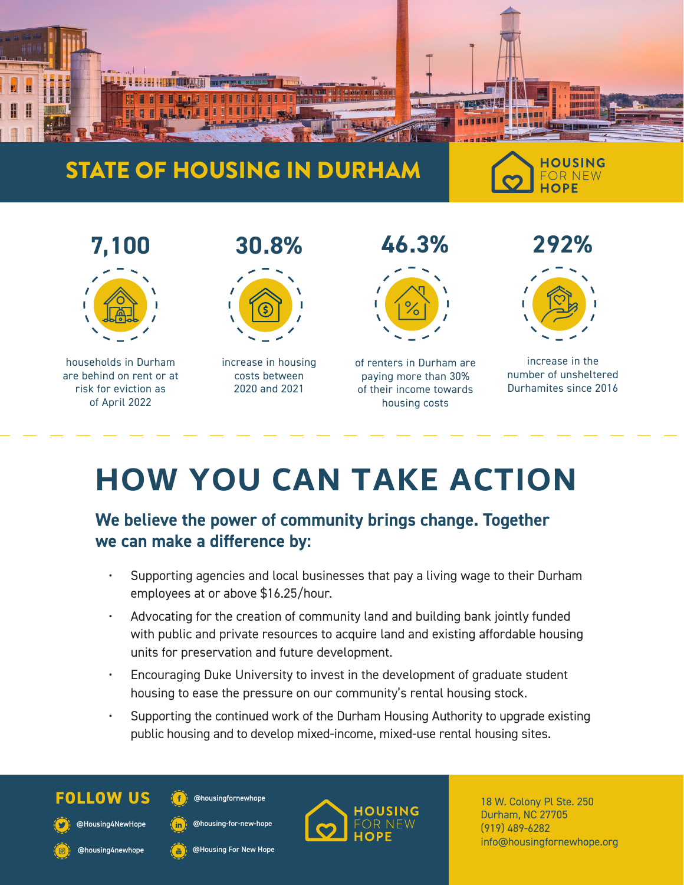# STATE OF HOUSING IN DURHAM

HOUSING FOR NEW HOPE

**7,100**

households in Durham are behind on rent or at risk for eviction as of April 2022

**30.8%**

increase in housing costs between 2020 and 2021

**46.3%**

of renters in Durham are paying more than 30% of their income towards housing costs

**292%**

increase in the number of unsheltered Durhamites since 2016

# HOW YOU CAN TAKE ACTION

## We believe the power of community brings change. Together we can make a difference by:

- Supporting agencies and local businesses that pay a living wage to their Durham employees at or above $16.25/hour.
- Advocating for the creation of community land and building bank jointly funded with public and private resources to acquire land and existing affordable housing units for preservation and future development.
- Encouraging Duke University to invest in the development of graduate student housing to ease the pressure on our community's rental housing stock.
- Supporting the continued work of the Durham Housing Authority to upgrade existing public housing and to develop mixed-income, mixed-use rental housing sites.

**FOLLOW US**

@Housing4NewHope

@housing4newhope

@housingfornewhope

@housing-for-new-hope

@Housing For New Hope

HOUSING FOR NEW HOPE

18 W. Colony Pl Ste. 250
Durham, NC 27705
(919) 489-6282
info@housingfornewhope.org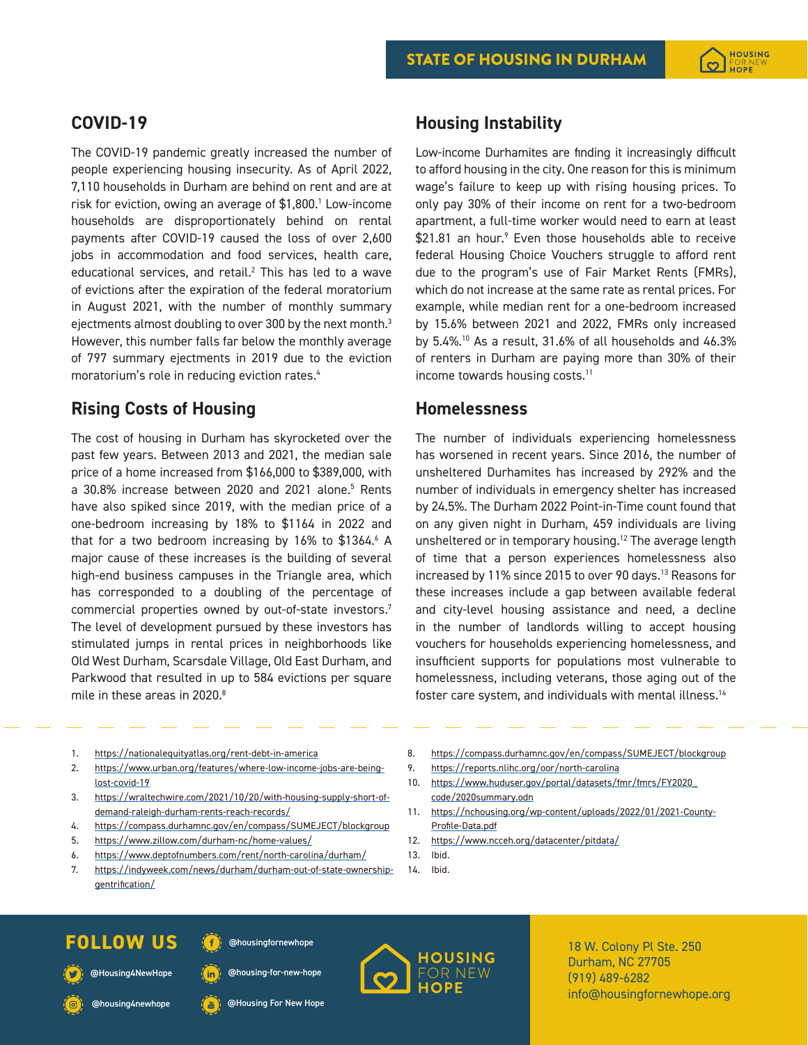## COVID-19

The COVID-19 pandemic greatly increased the number of people experiencing housing insecurity. As of April 2022, 7,110 households in Durham are behind on rent and are at risk for eviction, owing an average of $1,800.[1] Low-income households are disproportionately behind on rental payments after COVID-19 caused the loss of over 2,600 jobs in accommodation and food services, health care, educational services, and retail.[2] This has led to a wave of evictions after the expiration of the federal moratorium in August 2021, with the number of monthly summary ejectments almost doubling to over 300 by the next month.[3] However, this number falls far below the monthly average of 797 summary ejectments in 2019 due to the eviction moratorium's role in reducing eviction rates.[4]

## Rising Costs of Housing

The cost of housing in Durham has skyrocketed over the past few years. Between 2013 and 2021, the median sale price of a home increased from $166,000 to $389,000, with a 30.8% increase between 2020 and 2021 alone.[5] Rents have also spiked since 2019, with the median price of a one-bedroom increasing by 18% to $1164 in 2022 and that for a two bedroom increasing by 16% to $1364.[6] A major cause of these increases is the building of several high-end business campuses in the Triangle area, which has corresponded to a doubling of the percentage of commercial properties owned by out-of-state investors.[7] The level of development pursued by these investors has stimulated jumps in rental prices in neighborhoods like Old West Durham, Scarsdale Village, Old East Durham, and Parkwood that resulted in up to 584 evictions per square mile in these areas in 2020.[8]

## Housing Instability

Low-income Durhamites are finding it increasingly difficult to afford housing in the city. One reason for this is minimum wage's failure to keep up with rising housing prices. To only pay 30% of their income on rent for a two-bedroom apartment, a full-time worker would need to earn at least $21.81 an hour.[9] Even those households able to receive federal Housing Choice Vouchers struggle to afford rent due to the program's use of Fair Market Rents (FMRs), which do not increase at the same rate as rental prices. For example, while median rent for a one-bedroom increased by 15.6% between 2021 and 2022, FMRs only increased by 5.4%.[10] As a result, 31.6% of all households and 46.3% of renters in Durham are paying more than 30% of their income towards housing costs.[11]

## Homelessness

The number of individuals experiencing homelessness has worsened in recent years. Since 2016, the number of unsheltered Durhamites has increased by 292% and the number of individuals in emergency shelter has increased by 24.5%. The Durham 2022 Point-in-Time count found that on any given night in Durham, 459 individuals are living unsheltered or in temporary housing.[12] The average length of time that a person experiences homelessness also increased by 11% since 2015 to over 90 days.[13] Reasons for these increases include a gap between available federal and city-level housing assistance and need, a decline in the number of landlords willing to accept housing vouchers for households experiencing homelessness, and insufficient supports for populations most vulnerable to homelessness, including veterans, those aging out of the foster care system, and individuals with mental illness.[14]

---

1. https://nationalequityatlas.org/rent-debt-in-america
2. https://www.urban.org/features/where-low-income-jobs-are-being-lost-covid-19
3. https://wraltechwire.com/2021/10/20/with-housing-supply-short-of-demand-raleigh-durham-rents-reach-records/
4. https://compass.durhamnc.gov/en/compass/SUMEJECT/blockgroup
5. https://www.zillow.com/durham-nc/home-values/
6. https://www.deptofnumbers.com/rent/north-carolina/durham/
7. https://indyweek.com/news/durham/durham-out-of-state-ownership-gentrification/
8. https://compass.durhamnc.gov/en/compass/SUMEJECT/blockgroup
9. https://reports.nlihc.org/oor/north-carolina
10. https://www.huduser.gov/portal/datasets/fmr/fmrs/FY2020_code/2020summary.odn
11. https://nchousing.org/wp-content/uploads/2022/01/2021-County-Profile-Data.pdf
12. https://www.ncceh.org/datacenter/pitdata/
13. Ibid.
14. Ibid.

**FOLLOW US**

@Housing4NewHope

@housing4newhope

@housingfornewhope

@housing-for-new-hope

@Housing For New Hope

HOUSING FOR NEW HOPE

18 W. Colony Pl Ste. 250
Durham, NC 27705
(919) 489-6282
info@housingfornewhope.org